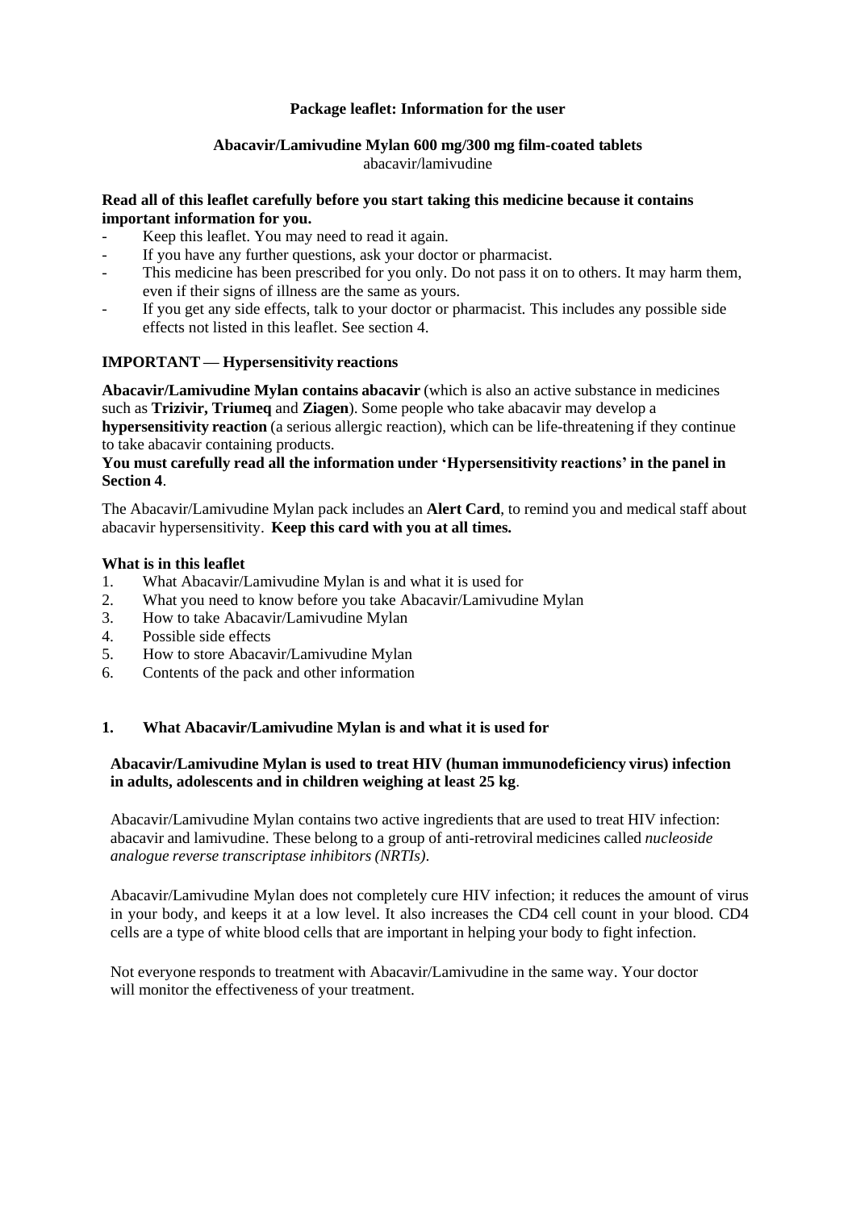**Package leaflet: Information for the user**

**Abacavir/Lamivudine Mylan 600 mg/300 mg film-coated tablets**
abacavir/lamivudine

**Read all of this leaflet carefully before you start taking this medicine because it contains important information for you.**

- Keep this leaflet. You may need to read it again.
- If you have any further questions, ask your doctor or pharmacist.
- This medicine has been prescribed for you only. Do not pass it on to others. It may harm them, even if their signs of illness are the same as yours.
- If you get any side effects, talk to your doctor or pharmacist. This includes any possible side effects not listed in this leaflet. See section 4.

**IMPORTANT — Hypersensitivity reactions**

**Abacavir/Lamivudine Mylan contains abacavir** (which is also an active substance in medicines such as **Trizivir, Triumeq** and **Ziagen**). Some people who take abacavir may develop a **hypersensitivity reaction** (a serious allergic reaction), which can be life-threatening if they continue to take abacavir containing products.
**You must carefully read all the information under 'Hypersensitivity reactions' in the panel in Section 4**.

The Abacavir/Lamivudine Mylan pack includes an **Alert Card**, to remind you and medical staff about abacavir hypersensitivity. **Keep this card with you at all times.**

**What is in this leaflet**

1. What Abacavir/Lamivudine Mylan is and what it is used for
2. What you need to know before you take Abacavir/Lamivudine Mylan
3. How to take Abacavir/Lamivudine Mylan
4. Possible side effects
5. How to store Abacavir/Lamivudine Mylan
6. Contents of the pack and other information

## 1. What Abacavir/Lamivudine Mylan is and what it is used for

**Abacavir/Lamivudine Mylan is used to treat HIV (human immunodeficiency virus) infection in adults, adolescents and in children weighing at least 25 kg**.

Abacavir/Lamivudine Mylan contains two active ingredients that are used to treat HIV infection: abacavir and lamivudine. These belong to a group of anti-retroviral medicines called *nucleoside analogue reverse transcriptase inhibitors (NRTIs)*.

Abacavir/Lamivudine Mylan does not completely cure HIV infection; it reduces the amount of virus in your body, and keeps it at a low level. It also increases the CD4 cell count in your blood. CD4 cells are a type of white blood cells that are important in helping your body to fight infection.

Not everyone responds to treatment with Abacavir/Lamivudine in the same way. Your doctor will monitor the effectiveness of your treatment.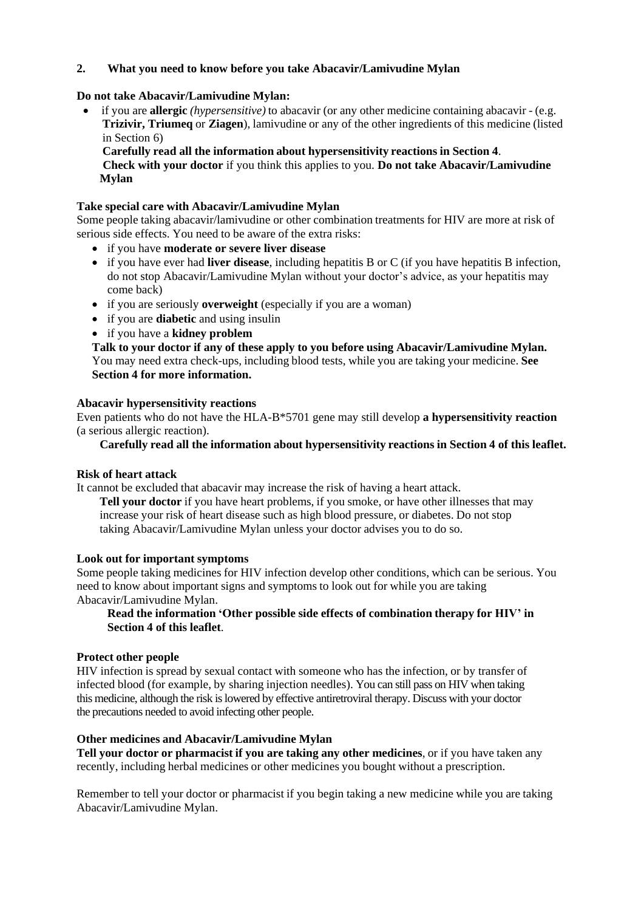## 2. What you need to know before you take Abacavir/Lamivudine Mylan

**Do not take Abacavir/Lamivudine Mylan:**

- if you are **allergic** *(hypersensitive)* to abacavir (or any other medicine containing abacavir - (e.g. **Trizivir, Triumeq** or **Ziagen**), lamivudine or any of the other ingredients of this medicine (listed in Section 6)

  **Carefully read all the information about hypersensitivity reactions in Section 4**.
  **Check with your doctor** if you think this applies to you. **Do not take Abacavir/Lamivudine Mylan**

**Take special care with Abacavir/Lamivudine Mylan**

Some people taking abacavir/lamivudine or other combination treatments for HIV are more at risk of serious side effects. You need to be aware of the extra risks:

- if you have **moderate or severe liver disease**
- if you have ever had **liver disease**, including hepatitis B or C (if you have hepatitis B infection, do not stop Abacavir/Lamivudine Mylan without your doctor's advice, as your hepatitis may come back)
- if you are seriously **overweight** (especially if you are a woman)
- if you are **diabetic** and using insulin
- if you have a **kidney problem**

**Talk to your doctor if any of these apply to you before using Abacavir/Lamivudine Mylan.** You may need extra check-ups, including blood tests, while you are taking your medicine. **See Section 4 for more information.**

**Abacavir hypersensitivity reactions**

Even patients who do not have the HLA-B*5701 gene may still develop **a hypersensitivity reaction** (a serious allergic reaction).

**Carefully read all the information about hypersensitivity reactions in Section 4 of this leaflet.**

**Risk of heart attack**

It cannot be excluded that abacavir may increase the risk of having a heart attack.

**Tell your doctor** if you have heart problems, if you smoke, or have other illnesses that may increase your risk of heart disease such as high blood pressure, or diabetes. Do not stop taking Abacavir/Lamivudine Mylan unless your doctor advises you to do so.

**Look out for important symptoms**

Some people taking medicines for HIV infection develop other conditions, which can be serious. You need to know about important signs and symptoms to look out for while you are taking Abacavir/Lamivudine Mylan.

**Read the information 'Other possible side effects of combination therapy for HIV' in Section 4 of this leaflet**.

**Protect other people**

HIV infection is spread by sexual contact with someone who has the infection, or by transfer of infected blood (for example, by sharing injection needles). You can still pass on HIV when taking this medicine, although the risk is lowered by effective antiretroviral therapy. Discuss with your doctor the precautions needed to avoid infecting other people.

**Other medicines and Abacavir/Lamivudine Mylan**

**Tell your doctor or pharmacist if you are taking any other medicines**, or if you have taken any recently, including herbal medicines or other medicines you bought without a prescription.

Remember to tell your doctor or pharmacist if you begin taking a new medicine while you are taking Abacavir/Lamivudine Mylan.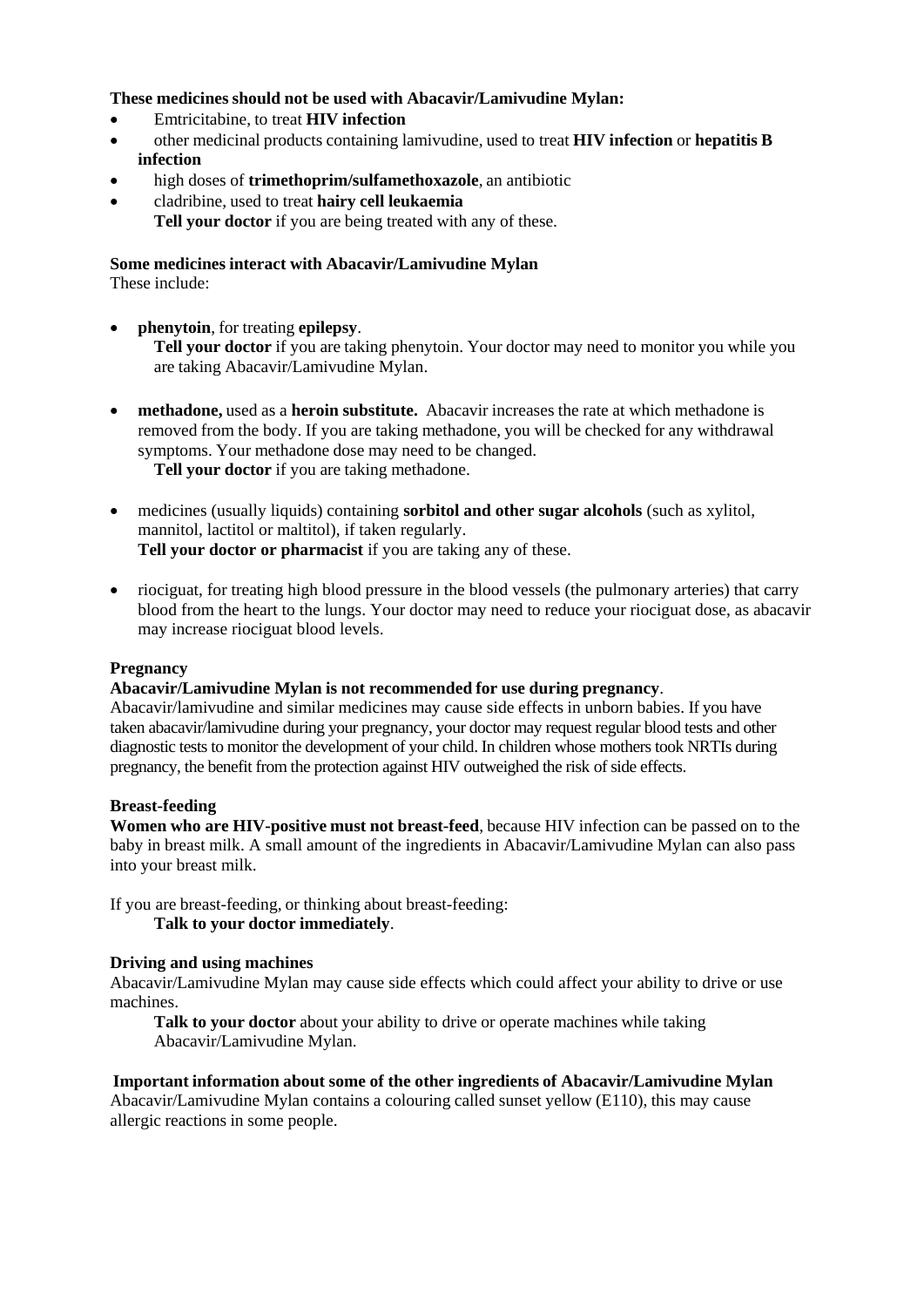**These medicines should not be used with Abacavir/Lamivudine Mylan:**

- Emtricitabine, to treat **HIV infection**
- other medicinal products containing lamivudine, used to treat **HIV infection** or **hepatitis B infection**
- high doses of **trimethoprim/sulfamethoxazole**, an antibiotic
- cladribine, used to treat **hairy cell leukaemia**

  **Tell your doctor** if you are being treated with any of these.

**Some medicines interact with Abacavir/Lamivudine Mylan**

These include:

- **phenytoin**, for treating **epilepsy**.
  **Tell your doctor** if you are taking phenytoin. Your doctor may need to monitor you while you are taking Abacavir/Lamivudine Mylan.

- **methadone,** used as a **heroin substitute.** Abacavir increases the rate at which methadone is removed from the body. If you are taking methadone, you will be checked for any withdrawal symptoms. Your methadone dose may need to be changed.
  **Tell your doctor** if you are taking methadone.

- medicines (usually liquids) containing **sorbitol and other sugar alcohols** (such as xylitol, mannitol, lactitol or maltitol), if taken regularly.
  **Tell your doctor or pharmacist** if you are taking any of these.

- riociguat, for treating high blood pressure in the blood vessels (the pulmonary arteries) that carry blood from the heart to the lungs. Your doctor may need to reduce your riociguat dose, as abacavir may increase riociguat blood levels.

**Pregnancy**

**Abacavir/Lamivudine Mylan is not recommended for use during pregnancy**.
Abacavir/lamivudine and similar medicines may cause side effects in unborn babies. If you have taken abacavir/lamivudine during your pregnancy, your doctor may request regular blood tests and other diagnostic tests to monitor the development of your child. In children whose mothers took NRTIs during pregnancy, the benefit from the protection against HIV outweighed the risk of side effects.

**Breast-feeding**

**Women who are HIV-positive must not breast-feed**, because HIV infection can be passed on to the baby in breast milk. A small amount of the ingredients in Abacavir/Lamivudine Mylan can also pass into your breast milk.

If you are breast-feeding, or thinking about breast-feeding:

**Talk to your doctor immediately**.

**Driving and using machines**

Abacavir/Lamivudine Mylan may cause side effects which could affect your ability to drive or use machines.

**Talk to your doctor** about your ability to drive or operate machines while taking Abacavir/Lamivudine Mylan.

**Important information about some of the other ingredients of Abacavir/Lamivudine Mylan**

Abacavir/Lamivudine Mylan contains a colouring called sunset yellow (E110), this may cause allergic reactions in some people.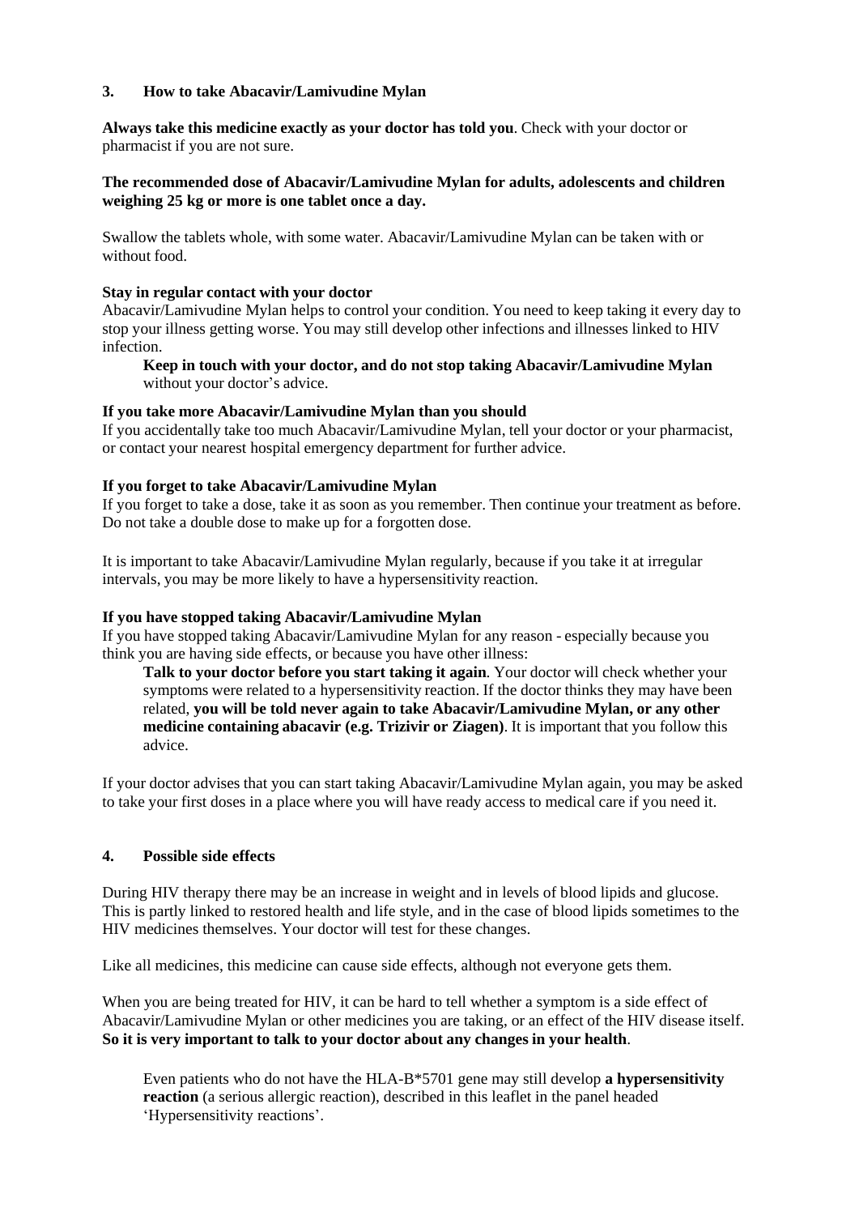## 3. How to take Abacavir/Lamivudine Mylan

**Always take this medicine exactly as your doctor has told you**. Check with your doctor or pharmacist if you are not sure.

**The recommended dose of Abacavir/Lamivudine Mylan for adults, adolescents and children weighing 25 kg or more is one tablet once a day.**

Swallow the tablets whole, with some water. Abacavir/Lamivudine Mylan can be taken with or without food.

**Stay in regular contact with your doctor**

Abacavir/Lamivudine Mylan helps to control your condition. You need to keep taking it every day to stop your illness getting worse. You may still develop other infections and illnesses linked to HIV infection.

> **Keep in touch with your doctor, and do not stop taking Abacavir/Lamivudine Mylan** without your doctor's advice.

**If you take more Abacavir/Lamivudine Mylan than you should**

If you accidentally take too much Abacavir/Lamivudine Mylan, tell your doctor or your pharmacist, or contact your nearest hospital emergency department for further advice.

**If you forget to take Abacavir/Lamivudine Mylan**

If you forget to take a dose, take it as soon as you remember. Then continue your treatment as before. Do not take a double dose to make up for a forgotten dose.

It is important to take Abacavir/Lamivudine Mylan regularly, because if you take it at irregular intervals, you may be more likely to have a hypersensitivity reaction.

**If you have stopped taking Abacavir/Lamivudine Mylan**

If you have stopped taking Abacavir/Lamivudine Mylan for any reason - especially because you think you are having side effects, or because you have other illness:

> **Talk to your doctor before you start taking it again**. Your doctor will check whether your symptoms were related to a hypersensitivity reaction. If the doctor thinks they may have been related, **you will be told never again to take Abacavir/Lamivudine Mylan, or any other medicine containing abacavir (e.g. Trizivir or Ziagen)**. It is important that you follow this advice.

If your doctor advises that you can start taking Abacavir/Lamivudine Mylan again, you may be asked to take your first doses in a place where you will have ready access to medical care if you need it.

## 4. Possible side effects

During HIV therapy there may be an increase in weight and in levels of blood lipids and glucose. This is partly linked to restored health and life style, and in the case of blood lipids sometimes to the HIV medicines themselves. Your doctor will test for these changes.

Like all medicines, this medicine can cause side effects, although not everyone gets them.

When you are being treated for HIV, it can be hard to tell whether a symptom is a side effect of Abacavir/Lamivudine Mylan or other medicines you are taking, or an effect of the HIV disease itself. **So it is very important to talk to your doctor about any changes in your health**.

> Even patients who do not have the HLA-B*5701 gene may still develop **a hypersensitivity reaction** (a serious allergic reaction), described in this leaflet in the panel headed 'Hypersensitivity reactions'.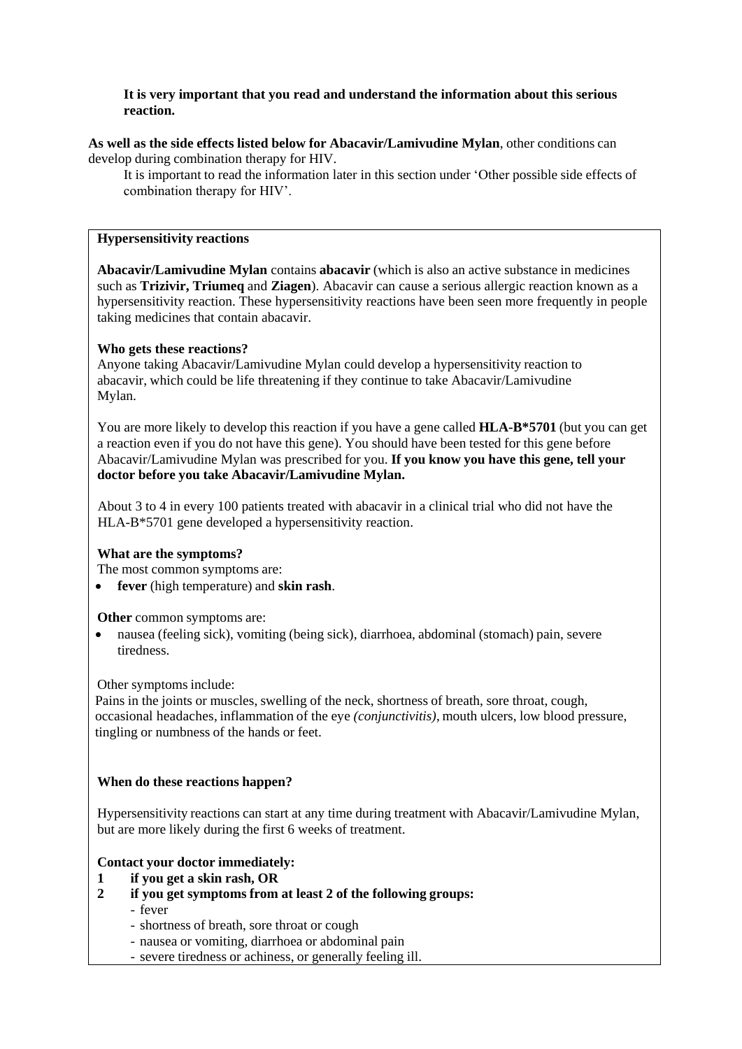**It is very important that you read and understand the information about this serious reaction.**

**As well as the side effects listed below for Abacavir/Lamivudine Mylan**, other conditions can develop during combination therapy for HIV.

It is important to read the information later in this section under 'Other possible side effects of combination therapy for HIV'.

**Hypersensitivity reactions**

**Abacavir/Lamivudine Mylan** contains **abacavir** (which is also an active substance in medicines such as **Trizivir, Triumeq** and **Ziagen**). Abacavir can cause a serious allergic reaction known as a hypersensitivity reaction. These hypersensitivity reactions have been seen more frequently in people taking medicines that contain abacavir.

**Who gets these reactions?**

Anyone taking Abacavir/Lamivudine Mylan could develop a hypersensitivity reaction to abacavir, which could be life threatening if they continue to take Abacavir/Lamivudine Mylan.

You are more likely to develop this reaction if you have a gene called **HLA-B*5701** (but you can get a reaction even if you do not have this gene). You should have been tested for this gene before Abacavir/Lamivudine Mylan was prescribed for you. **If you know you have this gene, tell your doctor before you take Abacavir/Lamivudine Mylan.**

About 3 to 4 in every 100 patients treated with abacavir in a clinical trial who did not have the HLA-B*5701 gene developed a hypersensitivity reaction.

**What are the symptoms?**

The most common symptoms are:

- **fever** (high temperature) and **skin rash**.

**Other** common symptoms are:

- nausea (feeling sick), vomiting (being sick), diarrhoea, abdominal (stomach) pain, severe tiredness.

Other symptoms include:

Pains in the joints or muscles, swelling of the neck, shortness of breath, sore throat, cough, occasional headaches, inflammation of the eye *(conjunctivitis)*, mouth ulcers, low blood pressure, tingling or numbness of the hands or feet.

**When do these reactions happen?**

Hypersensitivity reactions can start at any time during treatment with Abacavir/Lamivudine Mylan, but are more likely during the first 6 weeks of treatment.

**Contact your doctor immediately:**

1. **if you get a skin rash, OR**
2. **if you get symptoms from at least 2 of the following groups:**
   - fever
   - shortness of breath, sore throat or cough
   - nausea or vomiting, diarrhoea or abdominal pain
   - severe tiredness or achiness, or generally feeling ill.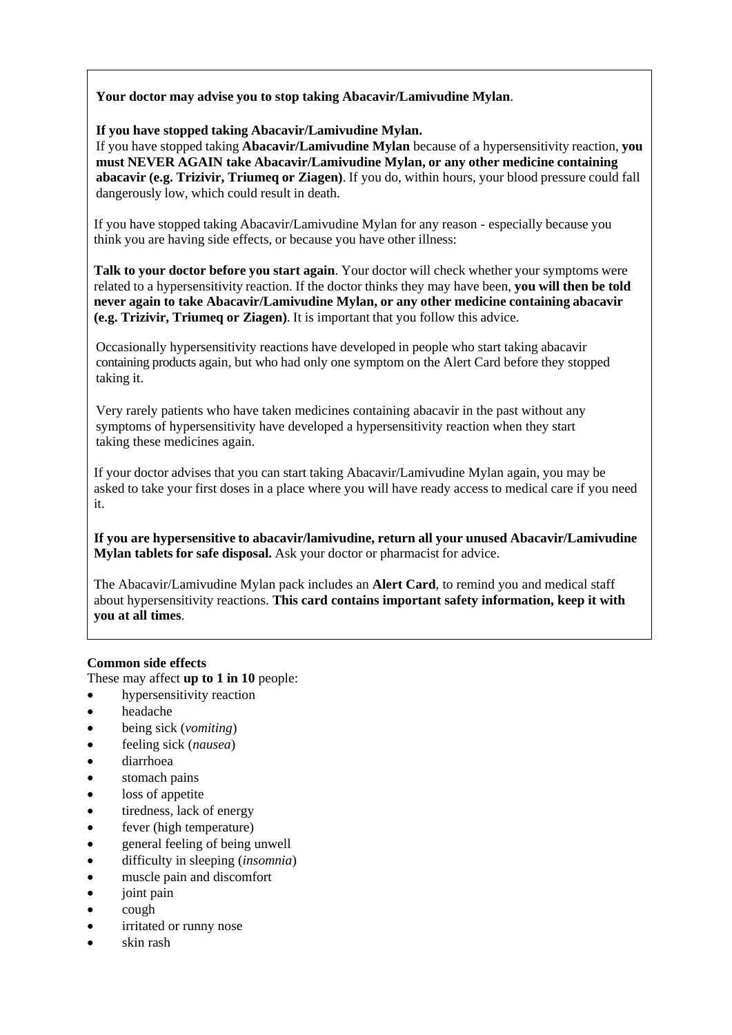**Your doctor may advise you to stop taking Abacavir/Lamivudine Mylan**.

**If you have stopped taking Abacavir/Lamivudine Mylan.**
If you have stopped taking **Abacavir/Lamivudine Mylan** because of a hypersensitivity reaction, **you must NEVER AGAIN take Abacavir/Lamivudine Mylan, or any other medicine containing abacavir (e.g. Trizivir, Triumeq or Ziagen)**. If you do, within hours, your blood pressure could fall dangerously low, which could result in death.

If you have stopped taking Abacavir/Lamivudine Mylan for any reason - especially because you think you are having side effects, or because you have other illness:

**Talk to your doctor before you start again**. Your doctor will check whether your symptoms were related to a hypersensitivity reaction. If the doctor thinks they may have been, **you will then be told never again to take Abacavir/Lamivudine Mylan, or any other medicine containing abacavir (e.g. Trizivir, Triumeq or Ziagen)**. It is important that you follow this advice.

Occasionally hypersensitivity reactions have developed in people who start taking abacavir containing products again, but who had only one symptom on the Alert Card before they stopped taking it.

Very rarely patients who have taken medicines containing abacavir in the past without any symptoms of hypersensitivity have developed a hypersensitivity reaction when they start taking these medicines again.

If your doctor advises that you can start taking Abacavir/Lamivudine Mylan again, you may be asked to take your first doses in a place where you will have ready access to medical care if you need it.

**If you are hypersensitive to abacavir/lamivudine, return all your unused Abacavir/Lamivudine Mylan tablets for safe disposal.** Ask your doctor or pharmacist for advice.

The Abacavir/Lamivudine Mylan pack includes an **Alert Card**, to remind you and medical staff about hypersensitivity reactions. **This card contains important safety information, keep it with you at all times**.

**Common side effects**
These may affect **up to 1 in 10** people:

- hypersensitivity reaction
- headache
- being sick (*vomiting*)
- feeling sick (*nausea*)
- diarrhoea
- stomach pains
- loss of appetite
- tiredness, lack of energy
- fever (high temperature)
- general feeling of being unwell
- difficulty in sleeping (*insomnia*)
- muscle pain and discomfort
- joint pain
- cough
- irritated or runny nose
- skin rash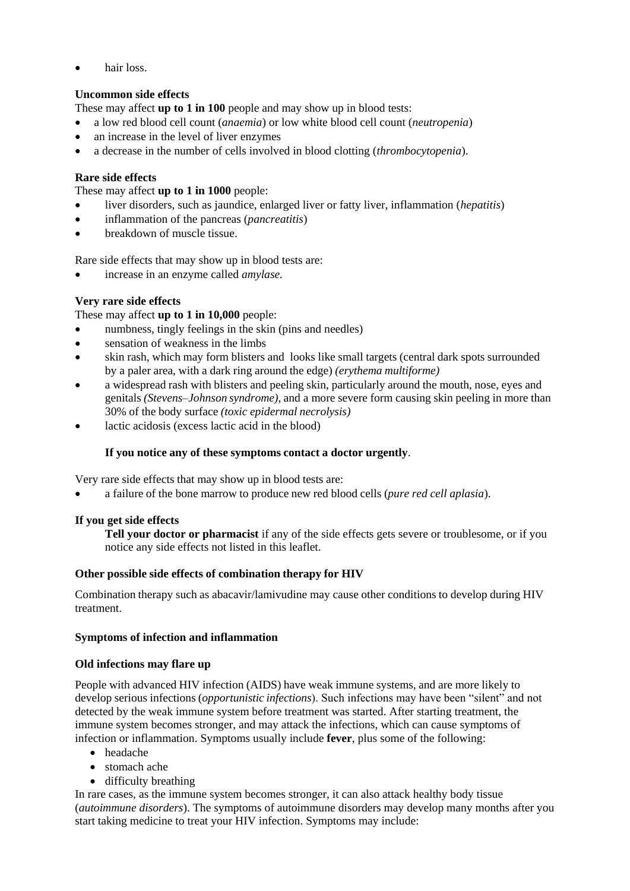- hair loss.

**Uncommon side effects**

These may affect **up to 1 in 100** people and may show up in blood tests:

- a low red blood cell count (*anaemia*) or low white blood cell count (*neutropenia*)
- an increase in the level of liver enzymes
- a decrease in the number of cells involved in blood clotting (*thrombocytopenia*).

**Rare side effects**

These may affect **up to 1 in 1000** people:

- liver disorders, such as jaundice, enlarged liver or fatty liver, inflammation (*hepatitis*)
- inflammation of the pancreas (*pancreatitis*)
- breakdown of muscle tissue.

Rare side effects that may show up in blood tests are:

- increase in an enzyme called *amylase.*

**Very rare side effects**

These may affect **up to 1 in 10,000** people:

- numbness, tingly feelings in the skin (pins and needles)
- sensation of weakness in the limbs
- skin rash, which may form blisters and looks like small targets (central dark spots surrounded by a paler area, with a dark ring around the edge) *(erythema multiforme)*
- a widespread rash with blisters and peeling skin, particularly around the mouth, nose, eyes and genitals *(Stevens–Johnson syndrome)*, and a more severe form causing skin peeling in more than 30% of the body surface *(toxic epidermal necrolysis)*
- lactic acidosis (excess lactic acid in the blood)

**If you notice any of these symptoms contact a doctor urgently**.

Very rare side effects that may show up in blood tests are:

- a failure of the bone marrow to produce new red blood cells (*pure red cell aplasia*).

**If you get side effects**

**Tell your doctor or pharmacist** if any of the side effects gets severe or troublesome, or if you notice any side effects not listed in this leaflet.

**Other possible side effects of combination therapy for HIV**

Combination therapy such as abacavir/lamivudine may cause other conditions to develop during HIV treatment.

**Symptoms of infection and inflammation**

**Old infections may flare up**

People with advanced HIV infection (AIDS) have weak immune systems, and are more likely to develop serious infections (*opportunistic infections*). Such infections may have been "silent" and not detected by the weak immune system before treatment was started. After starting treatment, the immune system becomes stronger, and may attack the infections, which can cause symptoms of infection or inflammation. Symptoms usually include **fever**, plus some of the following:

- headache
- stomach ache
- difficulty breathing

In rare cases, as the immune system becomes stronger, it can also attack healthy body tissue (*autoimmune disorders*). The symptoms of autoimmune disorders may develop many months after you start taking medicine to treat your HIV infection. Symptoms may include: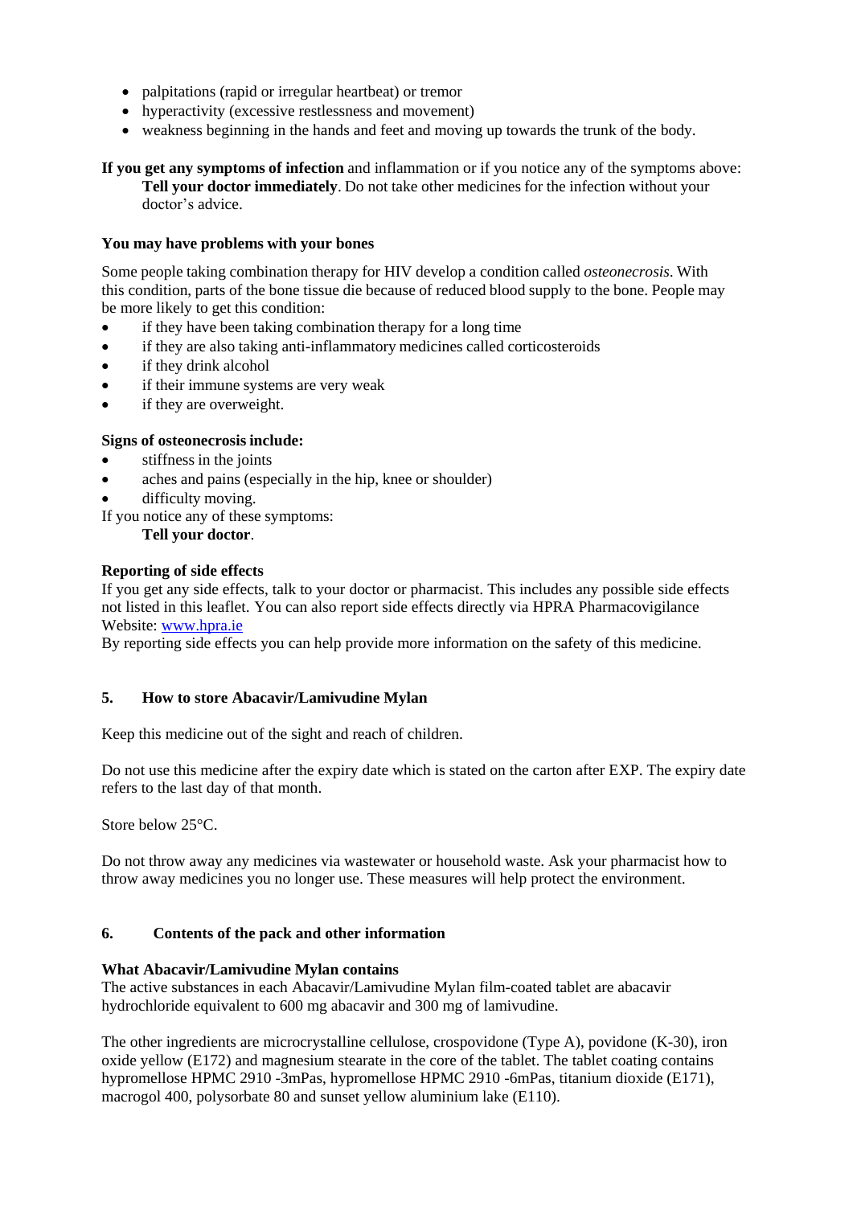- palpitations (rapid or irregular heartbeat) or tremor
- hyperactivity (excessive restlessness and movement)
- weakness beginning in the hands and feet and moving up towards the trunk of the body.

**If you get any symptoms of infection** and inflammation or if you notice any of the symptoms above:
**Tell your doctor immediately**. Do not take other medicines for the infection without your doctor's advice.

**You may have problems with your bones**

Some people taking combination therapy for HIV develop a condition called *osteonecrosis*. With this condition, parts of the bone tissue die because of reduced blood supply to the bone. People may be more likely to get this condition:

- if they have been taking combination therapy for a long time
- if they are also taking anti-inflammatory medicines called corticosteroids
- if they drink alcohol
- if their immune systems are very weak
- if they are overweight.

**Signs of osteonecrosis include:**

- stiffness in the joints
- aches and pains (especially in the hip, knee or shoulder)
- difficulty moving.

If you notice any of these symptoms:
**Tell your doctor**.

**Reporting of side effects**
If you get any side effects, talk to your doctor or pharmacist. This includes any possible side effects not listed in this leaflet. You can also report side effects directly via HPRA Pharmacovigilance Website: www.hpra.ie
By reporting side effects you can help provide more information on the safety of this medicine.

## 5. How to store Abacavir/Lamivudine Mylan

Keep this medicine out of the sight and reach of children.

Do not use this medicine after the expiry date which is stated on the carton after EXP. The expiry date refers to the last day of that month.

Store below 25°C.

Do not throw away any medicines via wastewater or household waste. Ask your pharmacist how to throw away medicines you no longer use. These measures will help protect the environment.

## 6. Contents of the pack and other information

**What Abacavir/Lamivudine Mylan contains**
The active substances in each Abacavir/Lamivudine Mylan film-coated tablet are abacavir hydrochloride equivalent to 600 mg abacavir and 300 mg of lamivudine.

The other ingredients are microcrystalline cellulose, crospovidone (Type A), povidone (K-30), iron oxide yellow (E172) and magnesium stearate in the core of the tablet. The tablet coating contains hypromellose HPMC 2910 -3mPas, hypromellose HPMC 2910 -6mPas, titanium dioxide (E171), macrogol 400, polysorbate 80 and sunset yellow aluminium lake (E110).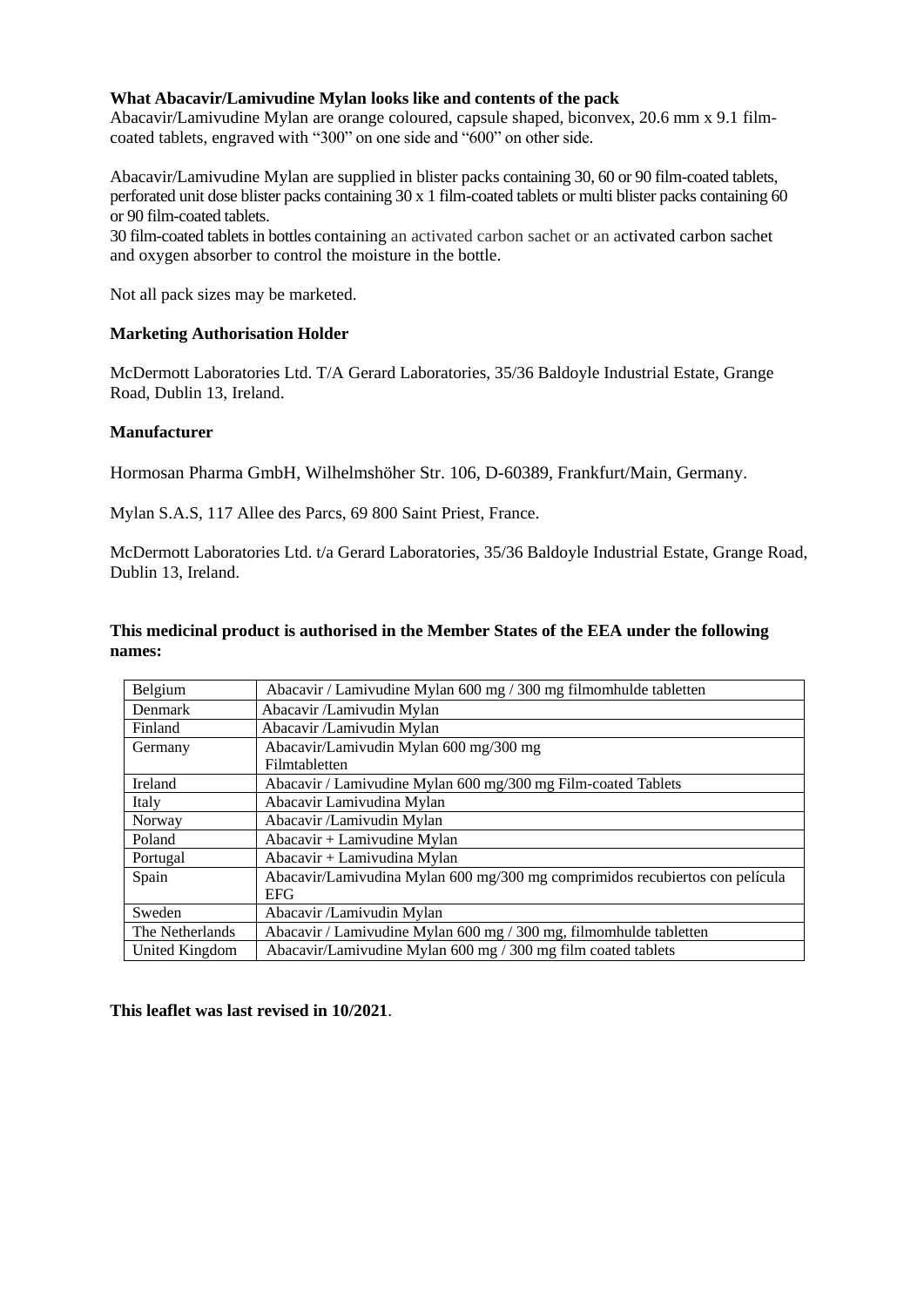**What Abacavir/Lamivudine Mylan looks like and contents of the pack**

Abacavir/Lamivudine Mylan are orange coloured, capsule shaped, biconvex, 20.6 mm x 9.1 film-coated tablets, engraved with "300" on one side and "600" on other side.

Abacavir/Lamivudine Mylan are supplied in blister packs containing 30, 60 or 90 film-coated tablets, perforated unit dose blister packs containing 30 x 1 film-coated tablets or multi blister packs containing 60 or 90 film-coated tablets.

30 film-coated tablets in bottles containing an activated carbon sachet or an activated carbon sachet and oxygen absorber to control the moisture in the bottle.

Not all pack sizes may be marketed.

**Marketing Authorisation Holder**

McDermott Laboratories Ltd. T/A Gerard Laboratories, 35/36 Baldoyle Industrial Estate, Grange Road, Dublin 13, Ireland.

**Manufacturer**

Hormosan Pharma GmbH, Wilhelmshöher Str. 106, D-60389, Frankfurt/Main, Germany.

Mylan S.A.S, 117 Allee des Parcs, 69 800 Saint Priest, France.

McDermott Laboratories Ltd. t/a Gerard Laboratories, 35/36 Baldoyle Industrial Estate, Grange Road, Dublin 13, Ireland.

**This medicinal product is authorised in the Member States of the EEA under the following names:**

| | |
|---|---|
| Belgium | Abacavir / Lamivudine Mylan 600 mg / 300 mg filmomhulde tabletten |
| Denmark | Abacavir /Lamivudin Mylan |
| Finland | Abacavir /Lamivudin Mylan |
| Germany | Abacavir/Lamivudin Mylan 600 mg/300 mg Filmtabletten |
| Ireland | Abacavir / Lamivudine Mylan 600 mg/300 mg Film-coated Tablets |
| Italy | Abacavir Lamivudina Mylan |
| Norway | Abacavir /Lamivudin Mylan |
| Poland | Abacavir + Lamivudine Mylan |
| Portugal | Abacavir + Lamivudina Mylan |
| Spain | Abacavir/Lamivudina Mylan 600 mg/300 mg comprimidos recubiertos con película EFG |
| Sweden | Abacavir /Lamivudin Mylan |
| The Netherlands | Abacavir / Lamivudine Mylan 600 mg / 300 mg, filmomhulde tabletten |
| United Kingdom | Abacavir/Lamivudine Mylan 600 mg / 300 mg film coated tablets |

**This leaflet was last revised in 10/2021**.